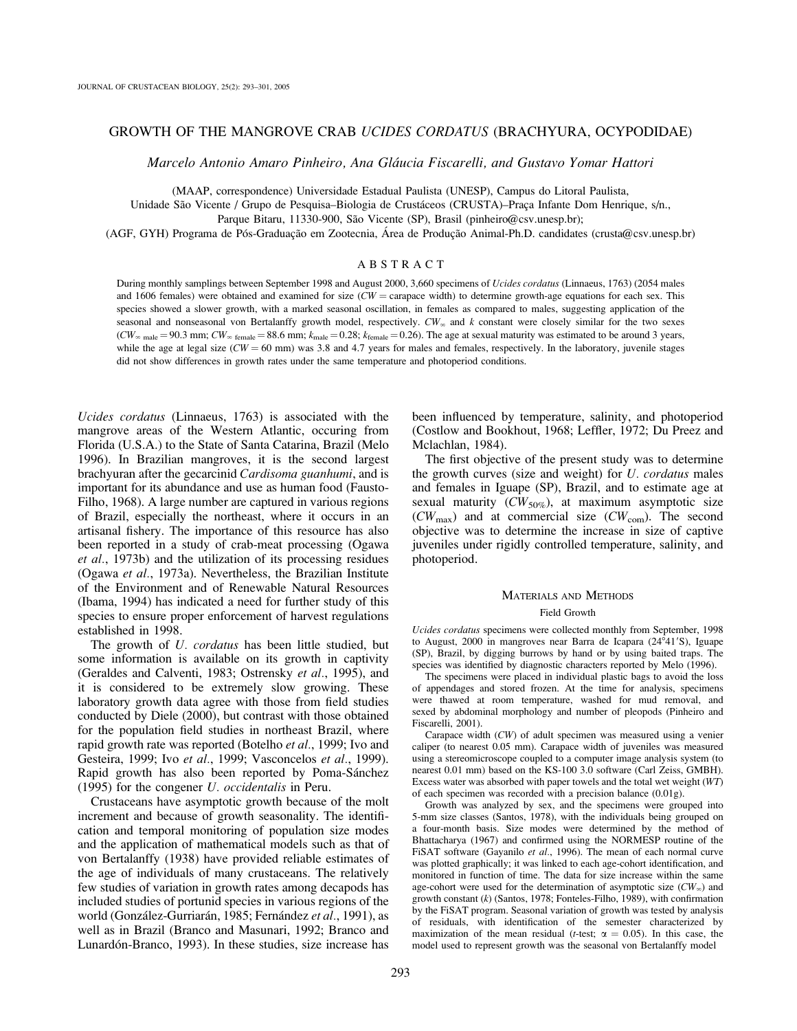# GROWTH OF THE MANGROVE CRAB *UCIDES CORDATUS* (BRACHYURA, OCYPODIDAE)

*Marcelo Antonio Amaro Pinheiro, Ana Gláucia Fiscarelli, and Gustavo Yomar Hattori*

(MAAP, correspondence) Universidade Estadual Paulista (UNESP), Campus do Litoral Paulista, Unidade São Vicente / Grupo de Pesquisa–Biologia de Crustáceos (CRUSTA)–Praça Infante Dom Henrique, s/n., Parque Bitaru, 11330-900, São Vicente (SP), Brasil (pinheiro@csv.unesp.br); (AGF, GYH) Programa de Pós-Graduação em Zootecnia, Área de Produção Animal-Ph.D. candidates (crusta@csv.unesp.br)

## ABSTRACT

During monthly samplings between September 1998 and August 2000, 3,660 specimens of *Ucides cordatus* (Linnaeus, 1763) (2054 males and 1606 females) were obtained and examined for size ($CW$ = carapace width) to determine growth-age equations for each sex. This species showed a slower growth, with a marked seasonal oscillation, in females as compared to males, suggesting application of the seasonal and nonseasonal von Bertalanffy growth model, respectively. $CW_\infty$ and $k$ constant were closely similar for the two sexes ($CW_{\infty\ male} = 90.3$ mm; $CW_{\infty\ female} = 88.6$ mm; $k_{male} = 0.28$; $k_{female} = 0.26$). The age at sexual maturity was estimated to be around 3 years, while the age at legal size ($CW = 60$ mm) was 3.8 and 4.7 years for males and females, respectively. In the laboratory, juvenile stages did not show differences in growth rates under the same temperature and photoperiod conditions.

*Ucides cordatus* (Linnaeus, 1763) is associated with the mangrove areas of the Western Atlantic, occuring from Florida (U.S.A.) to the State of Santa Catarina, Brazil (Melo 1996). In Brazilian mangroves, it is the second largest brachyuran after the gecarcinid *Cardisoma guanhumi*, and is important for its abundance and use as human food (Fausto-Filho, 1968). A large number are captured in various regions of Brazil, especially the northeast, where it occurs in an artisanal fishery. The importance of this resource has also been reported in a study of crab-meat processing (Ogawa *et al*., 1973b) and the utilization of its processing residues (Ogawa *et al*., 1973a). Nevertheless, the Brazilian Institute of the Environment and of Renewable Natural Resources (Ibama, 1994) has indicated a need for further study of this species to ensure proper enforcement of harvest regulations established in 1998.

The growth of *U. cordatus* has been little studied, but some information is available on its growth in captivity (Geraldes and Calventi, 1983; Ostrensky *et al*., 1995), and it is considered to be extremely slow growing. These laboratory growth data agree with those from field studies conducted by Diele (2000), but contrast with those obtained for the population field studies in northeast Brazil, where rapid growth rate was reported (Botelho *et al*., 1999; Ivo and Gesteira, 1999; Ivo *et al*., 1999; Vasconcelos *et al*., 1999). Rapid growth has also been reported by Poma-Sánchez (1995) for the congener *U. occidentalis* in Peru.

Crustaceans have asymptotic growth because of the molt increment and because of growth seasonality. The identification and temporal monitoring of population size modes and the application of mathematical models such as that of von Bertalanffy (1938) have provided reliable estimates of the age of individuals of many crustaceans. The relatively few studies of variation in growth rates among decapods has included studies of portunid species in various regions of the world (González-Gurriarán, 1985; Fernández *et al*., 1991), as well as in Brazil (Branco and Masunari, 1992; Branco and Lunardón-Branco, 1993). In these studies, size increase has been influenced by temperature, salinity, and photoperiod (Costlow and Bookhout, 1968; Leffler, 1972; Du Preez and Mclachlan, 1984).

The first objective of the present study was to determine the growth curves (size and weight) for *U. cordatus* males and females in Iguape (SP), Brazil, and to estimate age at sexual maturity ($CW_{50\%}$), at maximum asymptotic size ($CW_{max}$) and at commercial size ($CW_{com}$). The second objective was to determine the increase in size of captive juveniles under rigidly controlled temperature, salinity, and photoperiod.

## MATERIALS AND METHODS

### Field Growth

*Ucides cordatus* specimens were collected monthly from September, 1998 to August, 2000 in mangroves near Barra de Icapara (24°41′S), Iguape (SP), Brazil, by digging burrows by hand or by using baited traps. The species was identified by diagnostic characters reported by Melo (1996).

The specimens were placed in individual plastic bags to avoid the loss of appendages and stored frozen. At the time for analysis, specimens were thawed at room temperature, washed for mud removal, and sexed by abdominal morphology and number of pleopods (Pinheiro and Fiscarelli, 2001).

Carapace width ($CW$) of adult specimen was measured using a venier caliper (to nearest 0.05 mm). Carapace width of juveniles was measured using a stereomicroscope coupled to a computer image analysis system (to nearest 0.01 mm) based on the KS-100 3.0 software (Carl Zeiss, GMBH). Excess water was absorbed with paper towels and the total wet weight ($WT$) of each specimen was recorded with a precision balance (0.01g).

Growth was analyzed by sex, and the specimens were grouped into 5-mm size classes (Santos, 1978), with the individuals being grouped on a four-month basis. Size modes were determined by the method of Bhattacharya (1967) and confirmed using the NORMESP routine of the FiSAT software (Gayanilo *et al*., 1996). The mean of each normal curve was plotted graphically; it was linked to each age-cohort identification, and monitored in function of time. The data for size increase within the same age-cohort were used for the determination of asymptotic size ($CW_\infty$) and growth constant ($k$) (Santos, 1978; Fonteles-Filho, 1989), with confirmation by the FiSAT program. Seasonal variation of growth was tested by analysis of residuals, with identification of the semester characterized by maximization of the mean residual ($t$-test; $\alpha = 0.05$). In this case, the model used to represent growth was the seasonal von Bertalanffy model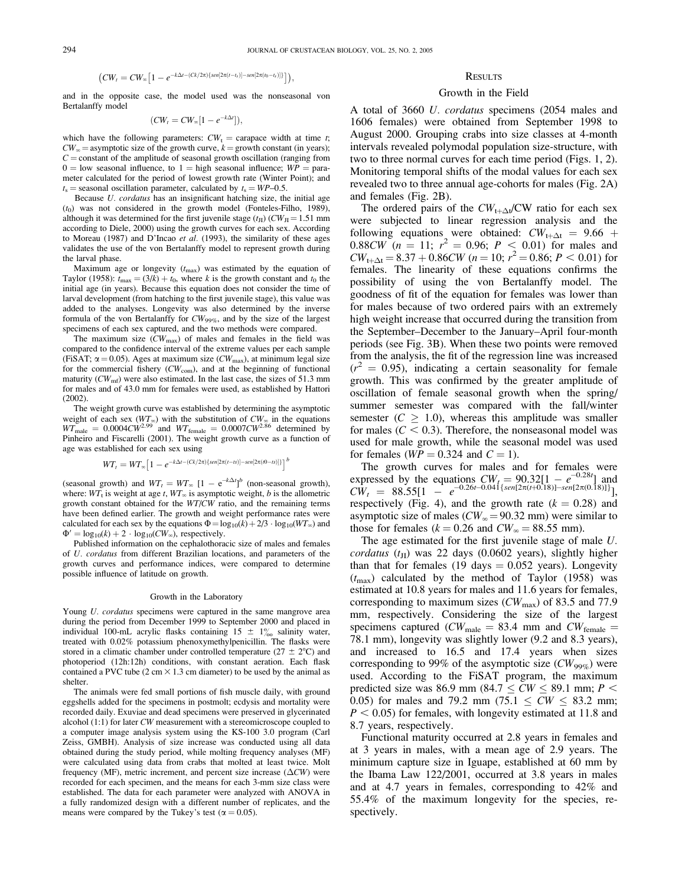$$\left(CW_t = CW_\infty\left[1 - e^{-k\Delta t - (Ck/2\pi)\{sen[2\pi(t-t_s)] - sen[2\pi(t_0-t_s)]\}}\right]\right),$$

and in the opposite case, the model used was the nonseasonal von Bertalanffy model

$$(CW_t = CW_\infty[1 - e^{-k\Delta t}]),$$

which have the following parameters: $CW_t$ = carapace width at time $t$; $CW_\infty$ = asymptotic size of the growth curve, $k$ = growth constant (in years); $C$ = constant of the amplitude of seasonal growth oscillation (ranging from 0 = low seasonal influence, to 1 = high seasonal influence; $WP$ = parameter calculated for the period of lowest growth rate (Winter Point); and $t_s$ = seasonal oscillation parameter, calculated by $t_s = WP$–0.5.

Because *U. cordatus* has an insignificant hatching size, the initial age ($t_0$) was not considered in the growth model (Fonteles-Filho, 1989), although it was determined for the first juvenile stage ($t_{JI}$) ($CW_{JI}$ = 1.51 mm according to Diele, 2000) using the growth curves for each sex. According to Moreau (1987) and D'Incao *et al*. (1993), the similarity of these ages validates the use of the von Bertalanffy model to represent growth during the larval phase.

Maximum age or longevity ($t_{max}$) was estimated by the equation of Taylor (1958): $t_{max} = (3/k) + t_0$, where $k$ is the growth constant and $t_0$ the initial age (in years). Because this equation does not consider the time of larval development (from hatching to the first juvenile stage), this value was added to the analyses. Longevity was also determined by the inverse formula of the von Bertalanffy for $CW_{99\%}$, and by the size of the largest specimens of each sex captured, and the two methods were compared.

The maximum size ($CW_{max}$) of males and females in the field was compared to the confidence interval of the extreme values per each sample (FiSAT; $\alpha$ = 0.05). Ages at maximum size ($CW_{max}$), at minimum legal size for the commercial fishery ($CW_{com}$), and at the beginning of functional maturity ($CW_{mf}$) were also estimated. In the last case, the sizes of 51.3 mm for males and of 43.0 mm for females were used, as established by Hattori (2002).

The weight growth curve was established by determining the asymptotic weight of each sex ($WT_\infty$) with the substitution of $CW_\infty$ in the equations $WT_{male} = 0.0004CW^{2.99}$ and $WT_{female} = 0.0007CW^{2.86}$ determined by Pinheiro and Fiscarelli (2001). The weight growth curve as a function of age was established for each sex using

$$WT_t = WT_\infty\left[1 - e^{-k\Delta t - (Ck/2\pi)\{sen[2\pi(t-ts)] - sen[2\pi(t0-ts)]\}}\right]^b$$

(seasonal growth) and $WT_t = WT_\infty\ [1 - e^{-k\Delta t}]^b$ (non-seasonal growth), where: $WT_t$ is weight at age $t$, $WT_\infty$ is asymptotic weight, $b$ is the allometric growth constant obtained for the $WT/CW$ ratio, and the remaining terms have been defined earlier. The growth and weight performance rates were calculated for each sex by the equations $\Phi = \log_{10}(k) + 2/3 \cdot \log_{10}(WT_\infty)$ and $\Phi' = \log_{10}(k) + 2 \cdot \log_{10}(CW_\infty)$, respectively.

Published information on the cephalothoracic size of males and females of *U. cordatus* from different Brazilian locations, and parameters of the growth curves and performance indices, were compared to determine possible influence of latitude on growth.

### Growth in the Laboratory

Young *U. cordatus* specimens were captured in the same mangrove area during the period from December 1999 to September 2000 and placed in individual 100-mL acrylic flasks containing 15 ± 1‰ salinity water, treated with 0.02% potassium phenoxymethylpenicillin. The flasks were stored in a climatic chamber under controlled temperature (27 ± 2°C) and photoperiod (12h:12h) conditions, with constant aeration. Each flask contained a PVC tube (2 cm × 1.3 cm diameter) to be used by the animal as shelter.

The animals were fed small portions of fish muscle daily, with ground eggshells added for the specimens in postmolt; ecdysis and mortality were recorded daily. Exuviae and dead specimens were preserved in glycerinated alcohol (1:1) for later $CW$ measurement with a stereomicroscope coupled to a computer image analysis system using the KS-100 3.0 program (Carl Zeiss, GMBH). Analysis of size increase was conducted using all data obtained during the study period, while molting frequency analyses (MF) were calculated using data from crabs that molted at least twice. Molt frequency (MF), metric increment, and percent size increase ($\Delta CW$) were recorded for each specimen, and the means for each 3-mm size class were established. The data for each parameter were analyzed with ANOVA in a fully randomized design with a different number of replicates, and the means were compared by the Tukey's test ($\alpha$ = 0.05).

## Results

### Growth in the Field

A total of 3660 *U. cordatus* specimens (2054 males and 1606 females) were obtained from September 1998 to August 2000. Grouping crabs into size classes at 4-month intervals revealed polymodal population size-structure, with two to three normal curves for each time period (Figs. 1, 2). Monitoring temporal shifts of the modal values for each sex revealed two to three annual age-cohorts for males (Fig. 2A) and females (Fig. 2B).

The ordered pairs of the $CW_{t+\Delta t}$/CW ratio for each sex were subjected to linear regression analysis and the following equations were obtained: $CW_{t+\Delta t} = 9.66 + 0.88CW$ ($n = 11$; $r^2 = 0.96$; $P < 0.01$) for males and $CW_{t+\Delta t} = 8.37 + 0.86CW$ ($n = 10$; $r^2 = 0.86$; $P < 0.01$) for females. The linearity of these equations confirms the possibility of using the von Bertalanffy model. The goodness of fit of the equation for females was lower than for males because of two ordered pairs with an extremely high weight increase that occurred during the transition from the September–December to the January–April four-month periods (see Fig. 3B). When these two points were removed from the analysis, the fit of the regression line was increased ($r^2 = 0.95$), indicating a certain seasonality for female growth. This was confirmed by the greater amplitude of oscillation of female seasonal growth when the spring/summer semester was compared with the fall/winter semester ($C \geq 1.0$), whereas this amplitude was smaller for males ($C < 0.3$). Therefore, the nonseasonal model was used for male growth, while the seasonal model was used for females ($WP = 0.324$ and $C = 1$).

The growth curves for males and for females were expressed by the equations $CW_t = 90.32[1 - e^{-0.28t}]$ and $CW_t = 88.55[1 - e^{-0.26t - 0.041\{sen[2\pi(t+0.18)] - sen[2\pi(0.18)]\}}]$, respectively (Fig. 4), and the growth rate ($k = 0.28$) and asymptotic size of males ($CW_\infty = 90.32$ mm) were similar to those for females ($k = 0.26$ and $CW_\infty = 88.55$ mm).

The age estimated for the first juvenile stage of male *U. cordatus* ($t_{JI}$) was 22 days (0.0602 years), slightly higher than that for females (19 days = 0.052 years). Longevity ($t_{max}$) calculated by the method of Taylor (1958) was estimated at 10.8 years for males and 11.6 years for females, corresponding to maximum sizes ($CW_{max}$) of 83.5 and 77.9 mm, respectively. Considering the size of the largest specimens captured ($CW_{male}$ = 83.4 mm and $CW_{female}$ = 78.1 mm), longevity was slightly lower (9.2 and 8.3 years), and increased to 16.5 and 17.4 years when sizes corresponding to 99% of the asymptotic size ($CW_{99\%}$) were used. According to the FiSAT program, the maximum predicted size was 86.9 mm ($84.7 \leq CW \leq 89.1$ mm; $P < 0.05$) for males and 79.2 mm ($75.1 \leq CW \leq 83.2$ mm; $P < 0.05$) for females, with longevity estimated at 11.8 and 8.7 years, respectively.

Functional maturity occurred at 2.8 years in females and at 3 years in males, with a mean age of 2.9 years. The minimum capture size in Iguape, established at 60 mm by the Ibama Law 122/2001, occurred at 3.8 years in males and at 4.7 years in females, corresponding to 42% and 55.4% of the maximum longevity for the species, respectively.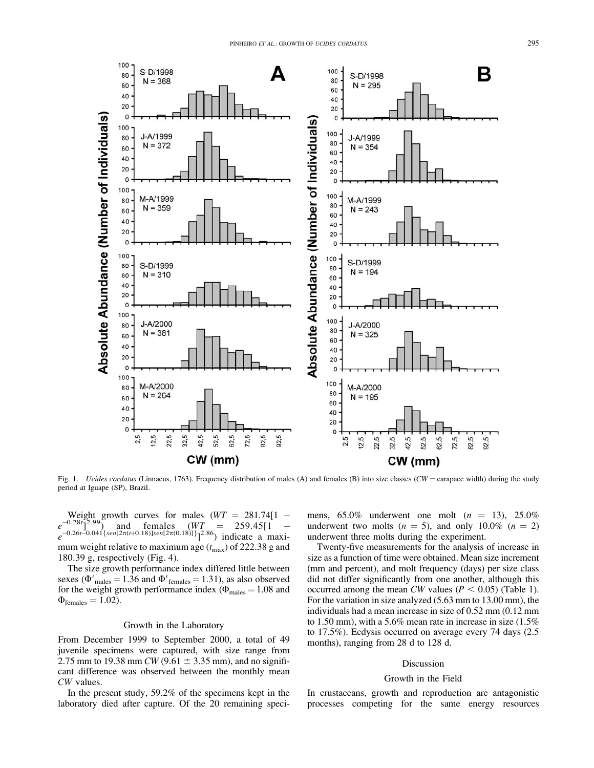Fig. 1. *Ucides cordatus* (Linnaeus, 1763). Frequency distribution of males (A) and females (B) into size classes (*CW* = carapace width) during the study period at Iguape (SP), Brazil.

Weight growth curves for males ($WT = 281.74[1 - e^{-0.28t}]^{2.99}$) and females ($WT = 259.45[1 - e^{-0.26t-0.041\{sen[2\pi(t+0.18)]sen[2\pi(0.18)]\}}]^{2.86}$) indicate a maximum weight relative to maximum age ($t_{max}$) of 222.38 g and 180.39 g, respectively (Fig. 4).

The size growth performance index differed little between sexes ($\Phi'_{males} = 1.36$ and $\Phi'_{females} = 1.31$), as also observed for the weight growth performance index ($\Phi_{males} = 1.08$ and $\Phi_{females} = 1.02$).

### Growth in the Laboratory

From December 1999 to September 2000, a total of 49 juvenile specimens were captured, with size range from 2.75 mm to 19.38 mm *CW* (9.61 ± 3.35 mm), and no significant difference was observed between the monthly mean *CW* values.

In the present study, 59.2% of the specimens kept in the laboratory died after capture. Of the 20 remaining specimens, 65.0% underwent one molt ($n = 13$), 25.0% underwent two molts ($n = 5$), and only 10.0% ($n = 2$) underwent three molts during the experiment.

Twenty-five measurements for the analysis of increase in size as a function of time were obtained. Mean size increment (mm and percent), and molt frequency (days) per size class did not differ significantly from one another, although this occurred among the mean *CW* values ($P < 0.05$) (Table 1). For the variation in size analyzed (5.63 mm to 13.00 mm), the individuals had a mean increase in size of 0.52 mm (0.12 mm to 1.50 mm), with a 5.6% mean rate in increase in size (1.5% to 17.5%). Ecdysis occurred on average every 74 days (2.5 months), ranging from 28 d to 128 d.

## Discussion

### Growth in the Field

In crustaceans, growth and reproduction are antagonistic processes competing for the same energy resources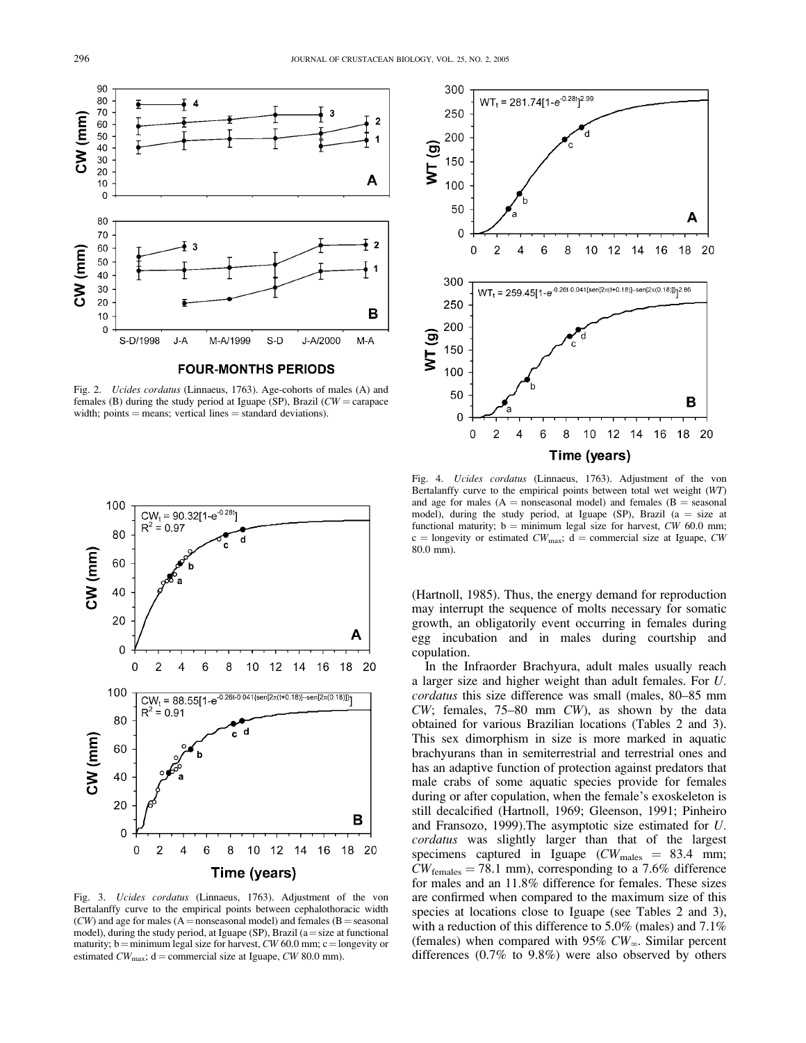Fig. 2. *Ucides cordatus* (Linnaeus, 1763). Age-cohorts of males (A) and females (B) during the study period at Iguape (SP), Brazil ($CW$ = carapace width; points = means; vertical lines = standard deviations).

Fig. 3. *Ucides cordatus* (Linnaeus, 1763). Adjustment of the von Bertalanffy curve to the empirical points between cephalothoracic width ($CW$) and age for males (A = nonseasonal model) and females (B = seasonal model), during the study period, at Iguape (SP), Brazil (a = size at functional maturity; b = minimum legal size for harvest, $CW$ 60.0 mm; c = longevity or estimated $CW_{max}$; d = commercial size at Iguape, $CW$ 80.0 mm).

Fig. 4. *Ucides cordatus* (Linnaeus, 1763). Adjustment of the von Bertalanffy curve to the empirical points between total wet weight ($WT$) and age for males (A = nonseasonal model) and females (B = seasonal model), during the study period, at Iguape (SP), Brazil (a = size at functional maturity; b = minimum legal size for harvest, $CW$ 60.0 mm; c = longevity or estimated $CW_{max}$; d = commercial size at Iguape, $CW$ 80.0 mm).

(Hartnoll, 1985). Thus, the energy demand for reproduction may interrupt the sequence of molts necessary for somatic growth, an obligatorily event occurring in females during egg incubation and in males during courtship and copulation.

In the Infraorder Brachyura, adult males usually reach a larger size and higher weight than adult females. For *U. cordatus* this size difference was small (males, 80–85 mm $CW$; females, 75–80 mm $CW$), as shown by the data obtained for various Brazilian locations (Tables 2 and 3). This sex dimorphism in size is more marked in aquatic brachyurans than in semiterrestrial and terrestrial ones and has an adaptive function of protection against predators that male crabs of some aquatic species provide for females during or after copulation, when the female's exoskeleton is still decalcified (Hartnoll, 1969; Gleenson, 1991; Pinheiro and Fransozo, 1999).The asymptotic size estimated for *U. cordatus* was slightly larger than that of the largest specimens captured in Iguape ($CW_{males}$ = 83.4 mm; $CW_{females}$ = 78.1 mm), corresponding to a 7.6% difference for males and an 11.8% difference for females. These sizes are confirmed when compared to the maximum size of this species at locations close to Iguape (see Tables 2 and 3), with a reduction of this difference to 5.0% (males) and 7.1% (females) when compared with 95% $CW_{\infty}$. Similar percent differences (0.7% to 9.8%) were also observed by others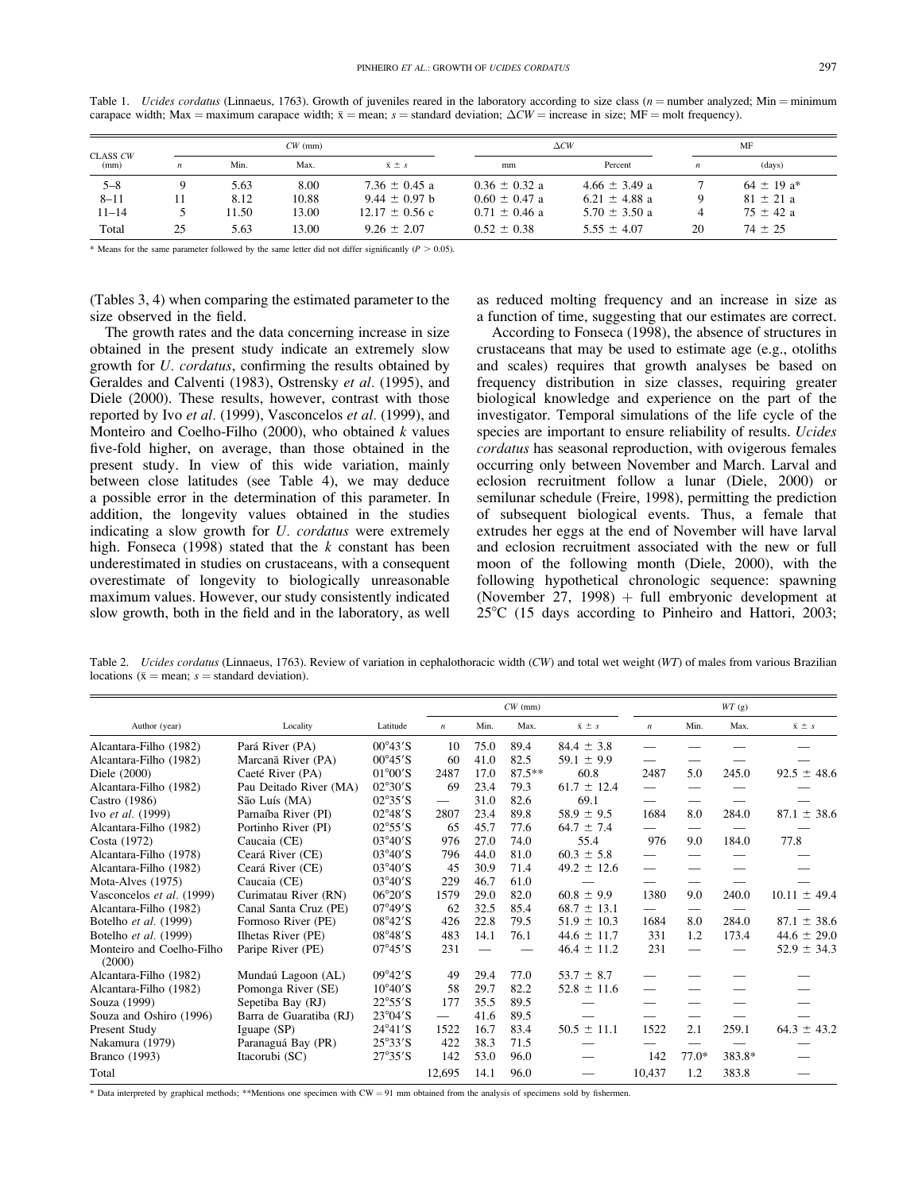Table 1. *Ucides cordatus* (Linnaeus, 1763). Growth of juveniles reared in the laboratory according to size class ($n$ = number analyzed; Min = minimum carapace width; Max = maximum carapace width; $\bar{x}$ = mean; $s$ = standard deviation; $\Delta CW$ = increase in size; MF = molt frequency).

| CLASS *CW* (mm) | *CW* (mm) | | | | $\Delta CW$ | | MF | |
|---|---|---|---|---|---|---|---|---|
| | $n$ | Min. | Max. | $\bar{x} \pm s$ | mm | Percent | $n$ | (days) |
| 5–8 | 9 | 5.63 | 8.00 | 7.36 ± 0.45 a | 0.36 ± 0.32 a | 4.66 ± 3.49 a | 7 | 64 ± 19 a* |
| 8–11 | 11 | 8.12 | 10.88 | 9.44 ± 0.97 b | 0.60 ± 0.47 a | 6.21 ± 4.88 a | 9 | 81 ± 21 a |
| 11–14 | 5 | 11.50 | 13.00 | 12.17 ± 0.56 c | 0.71 ± 0.46 a | 5.70 ± 3.50 a | 4 | 75 ± 42 a |
| Total | 25 | 5.63 | 13.00 | 9.26 ± 2.07 | 0.52 ± 0.38 | 5.55 ± 4.07 | 20 | 74 ± 25 |

\* Means for the same parameter followed by the same letter did not differ significantly ($P > 0.05$).

(Tables 3, 4) when comparing the estimated parameter to the size observed in the field.

The growth rates and the data concerning increase in size obtained in the present study indicate an extremely slow growth for *U. cordatus*, confirming the results obtained by Geraldes and Calventi (1983), Ostrensky *et al.* (1995), and Diele (2000). These results, however, contrast with those reported by Ivo *et al.* (1999), Vasconcelos *et al.* (1999), and Monteiro and Coelho-Filho (2000), who obtained $k$ values five-fold higher, on average, than those obtained in the present study. In view of this wide variation, mainly between close latitudes (see Table 4), we may deduce a possible error in the determination of this parameter. In addition, the longevity values obtained in the studies indicating a slow growth for *U. cordatus* were extremely high. Fonseca (1998) stated that the $k$ constant has been underestimated in studies on crustaceans, with a consequent overestimate of longevity to biologically unreasonable maximum values. However, our study consistently indicated slow growth, both in the field and in the laboratory, as well as reduced molting frequency and an increase in size as a function of time, suggesting that our estimates are correct.

According to Fonseca (1998), the absence of structures in crustaceans that may be used to estimate age (e.g., otoliths and scales) requires that growth analyses be based on frequency distribution in size classes, requiring greater biological knowledge and experience on the part of the investigator. Temporal simulations of the life cycle of the species are important to ensure reliability of results. *Ucides cordatus* has seasonal reproduction, with ovigerous females occurring only between November and March. Larval and eclosion recruitment follow a lunar (Diele, 2000) or semilunar schedule (Freire, 1998), permitting the prediction of subsequent biological events. Thus, a female that extrudes her eggs at the end of November will have larval and eclosion recruitment associated with the new or full moon of the following month (Diele, 2000), with the following hypothetical chronologic sequence: spawning (November 27, 1998) + full embryonic development at 25°C (15 days according to Pinheiro and Hattori, 2003;

Table 2. *Ucides cordatus* (Linnaeus, 1763). Review of variation in cephalothoracic width (*CW*) and total wet weight (*WT*) of males from various Brazilian locations ($\bar{x}$ = mean; $s$ = standard deviation).

| Author (year) | Locality | Latitude | *CW* (mm) | | | | *WT* (g) | | | |
|---|---|---|---|---|---|---|---|---|---|---|
| | | | $n$ | Min. | Max. | $\bar{x} \pm s$ | $n$ | Min. | Max. | $\bar{x} \pm s$ |
| Alcantara-Filho (1982) | Pará River (PA) | 00°43′S | 10 | 75.0 | 89.4 | 84.4 ± 3.8 | — | — | — | — |
| Alcantara-Filho (1982) | Marcanã River (PA) | 00°45′S | 60 | 41.0 | 82.5 | 59.1 ± 9.9 | — | — | — | — |
| Diele (2000) | Caeté River (PA) | 01°00′S | 2487 | 17.0 | 87.5** | 60.8 | 2487 | 5.0 | 245.0 | 92.5 ± 48.6 |
| Alcantara-Filho (1982) | Pau Deitado River (MA) | 02°30′S | 69 | 23.4 | 79.3 | 61.7 ± 12.4 | — | — | — | — |
| Castro (1986) | São Luís (MA) | 02°35′S | — | 31.0 | 82.6 | 69.1 | — | — | — | — |
| Ivo *et al.* (1999) | Parnaíba River (PI) | 02°48′S | 2807 | 23.4 | 89.8 | 58.9 ± 9.5 | 1684 | 8.0 | 284.0 | 87.1 ± 38.6 |
| Alcantara-Filho (1982) | Portinho River (PI) | 02°55′S | 65 | 45.7 | 77.6 | 64.7 ± 7.4 | — | — | — | — |
| Costa (1972) | Caucaia (CE) | 03°40′S | 976 | 27.0 | 74.0 | 55.4 | 976 | 9.0 | 184.0 | 77.8 |
| Alcantara-Filho (1978) | Ceará River (CE) | 03°40′S | 796 | 44.0 | 81.0 | 60.3 ± 5.8 | — | — | — | — |
| Alcantara-Filho (1982) | Ceará River (CE) | 03°40′S | 45 | 30.9 | 71.4 | 49.2 ± 12.6 | — | — | — | — |
| Mota-Alves (1975) | Caucaia (CE) | 03°40′S | 229 | 46.7 | 61.0 | — | — | — | — | — |
| Vasconcelos *et al.* (1999) | Curimatau River (RN) | 06°20′S | 1579 | 29.0 | 82.0 | 60.8 ± 9.9 | 1380 | 9.0 | 240.0 | 10.11 ± 49.4 |
| Alcantara-Filho (1982) | Canal Santa Cruz (PE) | 07°49′S | 62 | 32.5 | 85.4 | 68.7 ± 13.1 | — | — | — | — |
| Botelho *et al.* (1999) | Formoso River (PE) | 08°42′S | 426 | 22.8 | 79.5 | 51.9 ± 10.3 | 1684 | 8.0 | 284.0 | 87.1 ± 38.6 |
| Botelho *et al.* (1999) | Ilhetas River (PE) | 08°48′S | 483 | 14.1 | 76.1 | 44.6 ± 11.7 | 331 | 1.2 | 173.4 | 44.6 ± 29.0 |
| Monteiro and Coelho-Filho (2000) | Paripe River (PE) | 07°45′S | 231 | — | — | 46.4 ± 11.2 | 231 | — | — | 52.9 ± 34.3 |
| Alcantara-Filho (1982) | Mundaú Lagoon (AL) | 09°42′S | 49 | 29.4 | 77.0 | 53.7 ± 8.7 | — | — | — | — |
| Alcantara-Filho (1982) | Pomonga River (SE) | 10°40′S | 58 | 29.7 | 82.2 | 52.8 ± 11.6 | — | — | — | — |
| Souza (1999) | Sepetiba Bay (RJ) | 22°55′S | 177 | 35.5 | 89.5 | — | — | — | — | — |
| Souza and Oshiro (1996) | Barra de Guaratiba (RJ) | 23°04′S | — | 41.6 | 89.5 | — | — | — | — | — |
| Present Study | Iguape (SP) | 24°41′S | 1522 | 16.7 | 83.4 | 50.5 ± 11.1 | 1522 | 2.1 | 259.1 | 64.3 ± 43.2 |
| Nakamura (1979) | Paranaguá Bay (PR) | 25°33′S | 422 | 38.3 | 71.5 | — | — | — | — | — |
| Branco (1993) | Itacorubi (SC) | 27°35′S | 142 | 53.0 | 96.0 | — | 142 | 77.0* | 383.8* | — |
| Total | | | 12,695 | 14.1 | 96.0 | — | 10,437 | 1.2 | 383.8 | — |

\* Data interpreted by graphical methods; **Mentions one specimen with CW = 91 mm obtained from the analysis of specimens sold by fishermen.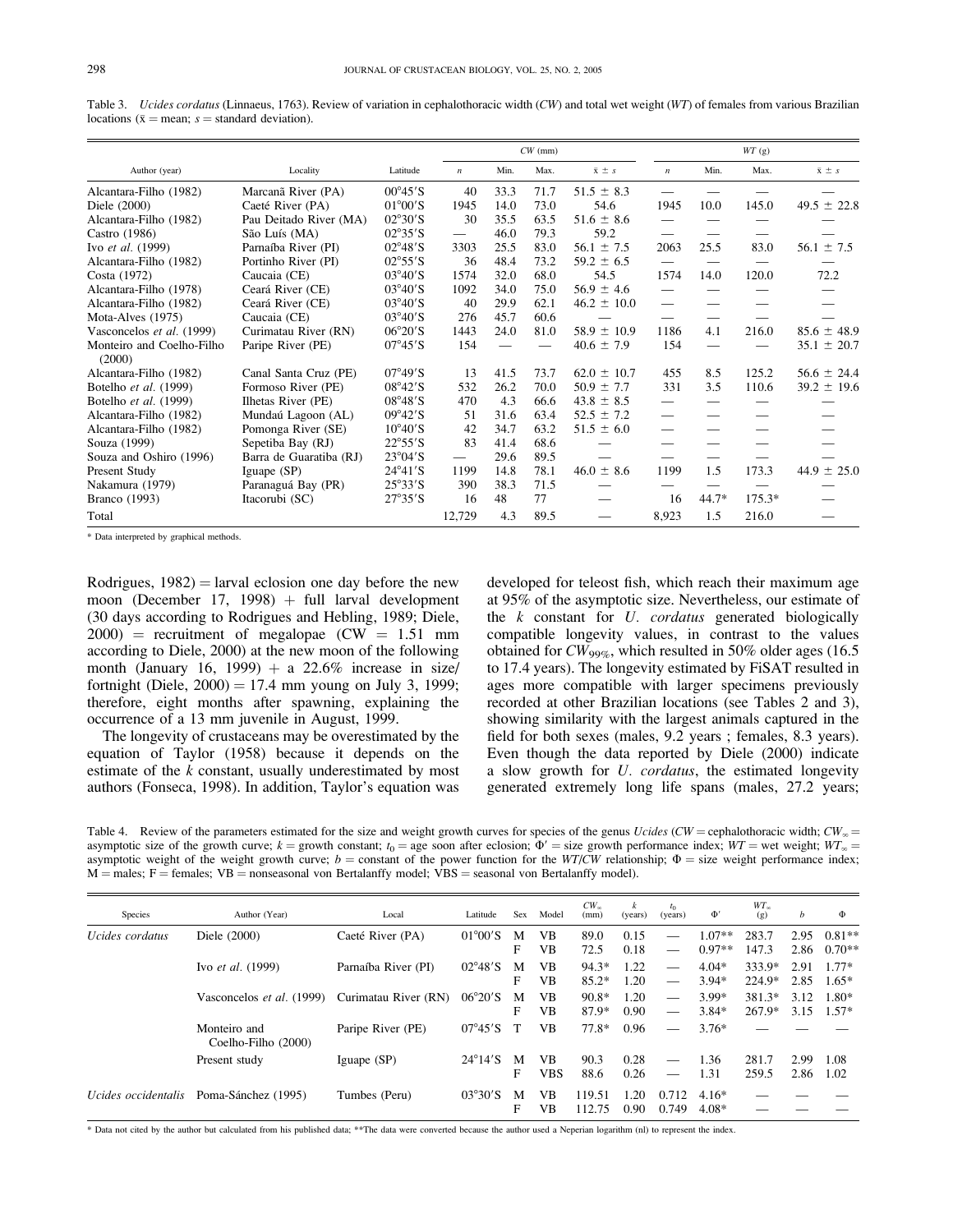Table 3. *Ucides cordatus* (Linnaeus, 1763). Review of variation in cephalothoracic width (*CW*) and total wet weight (*WT*) of females from various Brazilian locations ($\bar{x}$ = mean; *s* = standard deviation).

| Author (year) | Locality | Latitude | *CW* (mm) | | | | *WT* (g) | | | |
|---|---|---|---|---|---|---|---|---|---|---|
| | | | *n* | Min. | Max. | $\bar{x} \pm s$ | *n* | Min. | Max. | $\bar{x} \pm s$ |
| Alcantara-Filho (1982) | Marcanã River (PA) | 00°45′S | 40 | 33.3 | 71.7 | 51.5 ± 8.3 | — | — | — | — |
| Diele (2000) | Caeté River (PA) | 01°00′S | 1945 | 14.0 | 73.0 | 54.6 | 1945 | 10.0 | 145.0 | 49.5 ± 22.8 |
| Alcantara-Filho (1982) | Pau Deitado River (MA) | 02°30′S | 30 | 35.5 | 63.5 | 51.6 ± 8.6 | — | — | — | — |
| Castro (1986) | São Luís (MA) | 02°35′S | — | 46.0 | 79.3 | 59.2 | — | — | — | — |
| Ivo *et al.* (1999) | Parnaíba River (PI) | 02°48′S | 3303 | 25.5 | 83.0 | 56.1 ± 7.5 | 2063 | 25.5 | 83.0 | 56.1 ± 7.5 |
| Alcantara-Filho (1982) | Portinho River (PI) | 02°55′S | 36 | 48.4 | 73.2 | 59.2 ± 6.5 | — | — | — | — |
| Costa (1972) | Caucaia (CE) | 03°40′S | 1574 | 32.0 | 68.0 | 54.5 | 1574 | 14.0 | 120.0 | 72.2 |
| Alcantara-Filho (1978) | Ceará River (CE) | 03°40′S | 1092 | 34.0 | 75.0 | 56.9 ± 4.6 | — | — | — | — |
| Alcantara-Filho (1982) | Ceará River (CE) | 03°40′S | 40 | 29.9 | 62.1 | 46.2 ± 10.0 | — | — | — | — |
| Mota-Alves (1975) | Caucaia (CE) | 03°40′S | 276 | 45.7 | 60.6 | — | — | — | — | — |
| Vasconcelos *et al.* (1999) | Curimatau River (RN) | 06°20′S | 1443 | 24.0 | 81.0 | 58.9 ± 10.9 | 1186 | 4.1 | 216.0 | 85.6 ± 48.9 |
| Monteiro and Coelho-Filho (2000) | Paripe River (PE) | 07°45′S | 154 | — | — | 40.6 ± 7.9 | 154 | — | — | 35.1 ± 20.7 |
| Alcantara-Filho (1982) | Canal Santa Cruz (PE) | 07°49′S | 13 | 41.5 | 73.7 | 62.0 ± 10.7 | 455 | 8.5 | 125.2 | 56.6 ± 24.4 |
| Botelho *et al.* (1999) | Formoso River (PE) | 08°42′S | 532 | 26.2 | 70.0 | 50.9 ± 7.7 | 331 | 3.5 | 110.6 | 39.2 ± 19.6 |
| Botelho *et al.* (1999) | Ilhetas River (PE) | 08°48′S | 470 | 4.3 | 66.6 | 43.8 ± 8.5 | — | — | — | — |
| Alcantara-Filho (1982) | Mundaú Lagoon (AL) | 09°42′S | 51 | 31.6 | 63.4 | 52.5 ± 7.2 | — | — | — | — |
| Alcantara-Filho (1982) | Pomonga River (SE) | 10°40′S | 42 | 34.7 | 63.2 | 51.5 ± 6.0 | — | — | — | — |
| Souza (1999) | Sepetiba Bay (RJ) | 22°55′S | 83 | 41.4 | 68.6 | — | — | — | — | — |
| Souza and Oshiro (1996) | Barra de Guaratiba (RJ) | 23°04′S | — | 29.6 | 89.5 | — | — | — | — | — |
| Present Study | Iguape (SP) | 24°41′S | 1199 | 14.8 | 78.1 | 46.0 ± 8.6 | 1199 | 1.5 | 173.3 | 44.9 ± 25.0 |
| Nakamura (1979) | Paranaguá Bay (PR) | 25°33′S | 390 | 38.3 | 71.5 | — | — | — | — | — |
| Branco (1993) | Itacorubi (SC) | 27°35′S | 16 | 48 | 77 | — | 16 | 44.7* | 175.3* | — |
| Total | | | 12,729 | 4.3 | 89.5 | — | 8,923 | 1.5 | 216.0 | — |

\* Data interpreted by graphical methods.

Rodrigues, 1982) = larval eclosion one day before the new moon (December 17, 1998) + full larval development (30 days according to Rodrigues and Hebling, 1989; Diele, 2000) = recruitment of megalopae (CW = 1.51 mm according to Diele, 2000) at the new moon of the following month (January 16, 1999) + a 22.6% increase in size/fortnight (Diele, 2000) = 17.4 mm young on July 3, 1999; therefore, eight months after spawning, explaining the occurrence of a 13 mm juvenile in August, 1999.

The longevity of crustaceans may be overestimated by the equation of Taylor (1958) because it depends on the estimate of the *k* constant, usually underestimated by most authors (Fonseca, 1998). In addition, Taylor's equation was developed for teleost fish, which reach their maximum age at 95% of the asymptotic size. Nevertheless, our estimate of the *k* constant for *U. cordatus* generated biologically compatible longevity values, in contrast to the values obtained for $CW_{99\%}$, which resulted in 50% older ages (16.5 to 17.4 years). The longevity estimated by FiSAT resulted in ages more compatible with larger specimens previously recorded at other Brazilian locations (see Tables 2 and 3), showing similarity with the largest animals captured in the field for both sexes (males, 9.2 years ; females, 8.3 years). Even though the data reported by Diele (2000) indicate a slow growth for *U. cordatus*, the estimated longevity generated extremely long life spans (males, 27.2 years;

Table 4. Review of the parameters estimated for the size and weight growth curves for species of the genus *Ucides* (*CW* = cephalothoracic width; $CW_\infty$ = asymptotic size of the growth curve; *k* = growth constant; $t_0$ = age soon after eclosion; $\Phi'$ = size growth performance index; *WT* = wet weight; $WT_\infty$ = asymptotic weight of the weight growth curve; *b* = constant of the power function for the *WT*/*CW* relationship; $\Phi$ = size weight performance index; M = males; F = females; VB = nonseasonal von Bertalanffy model; VBS = seasonal von Bertalanffy model).

| Species | Author (Year) | Local | Latitude | Sex | Model | $CW_\infty$ (mm) | *k* (years) | $t_0$ (years) | $\Phi'$ | $WT_\infty$ (g) | *b* | $\Phi$ |
|---|---|---|---|---|---|---|---|---|---|---|---|---|
| *Ucides cordatus* | Diele (2000) | Caeté River (PA) | 01°00′S | M | VB | 89.0 | 0.15 | — | 1.07** | 283.7 | 2.95 | 0.81** |
| | | | | F | VB | 72.5 | 0.18 | — | 0.97** | 147.3 | 2.86 | 0.70** |
| | Ivo *et al.* (1999) | Parnaíba River (PI) | 02°48′S | M | VB | 94.3* | 1.22 | — | 4.04* | 333.9* | 2.91 | 1.77* |
| | | | | F | VB | 85.2* | 1.20 | — | 3.94* | 224.9* | 2.85 | 1.65* |
| | Vasconcelos *et al.* (1999) | Curimatau River (RN) | 06°20′S | M | VB | 90.8* | 1.20 | — | 3.99* | 381.3* | 3.12 | 1.80* |
| | | | | F | VB | 87.9* | 0.90 | — | 3.84* | 267.9* | 3.15 | 1.57* |
| | Monteiro and Coelho-Filho (2000) | Paripe River (PE) | 07°45′S | T | VB | 77.8* | 0.96 | — | 3.76* | — | — | — |
| | Present study | Iguape (SP) | 24°14′S | M | VB | 90.3 | 0.28 | — | 1.36 | 281.7 | 2.99 | 1.08 |
| | | | | F | VBS | 88.6 | 0.26 | — | 1.31 | 259.5 | 2.86 | 1.02 |
| *Ucides occidentalis* | Poma-Sánchez (1995) | Tumbes (Peru) | 03°30′S | M | VB | 119.51 | 1.20 | 0.712 | 4.16* | — | — | — |
| | | | | F | VB | 112.75 | 0.90 | 0.749 | 4.08* | — | — | — |

\* Data not cited by the author but calculated from his published data; **The data were converted because the author used a Neperian logarithm (ln) to represent the index.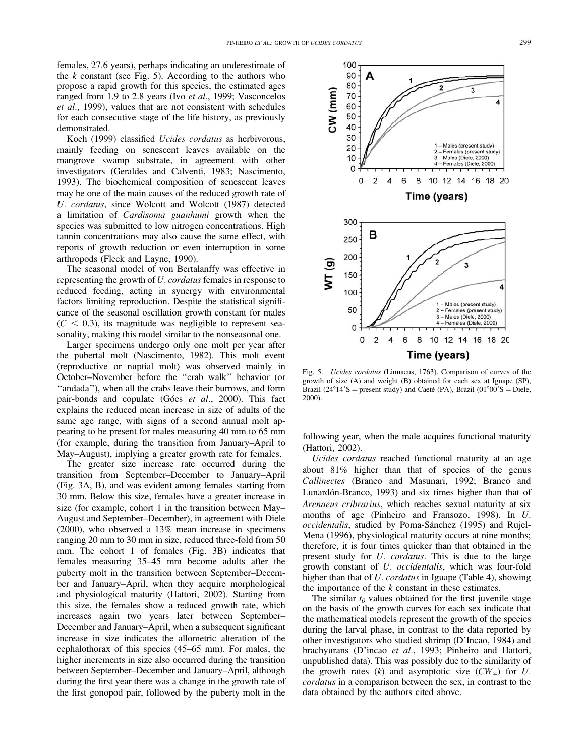females, 27.6 years), perhaps indicating an underestimate of the $k$ constant (see Fig. 5). According to the authors who propose a rapid growth for this species, the estimated ages ranged from 1.9 to 2.8 years (Ivo *et al*., 1999; Vasconcelos *et al*., 1999), values that are not consistent with schedules for each consecutive stage of the life history, as previously demonstrated.

Koch (1999) classified *Ucides cordatus* as herbivorous, mainly feeding on senescent leaves available on the mangrove swamp substrate, in agreement with other investigators (Geraldes and Calventi, 1983; Nascimento, 1993). The biochemical composition of senescent leaves may be one of the main causes of the reduced growth rate of *U. cordatus*, since Wolcott and Wolcott (1987) detected a limitation of *Cardisoma guanhumi* growth when the species was submitted to low nitrogen concentrations. High tannin concentrations may also cause the same effect, with reports of growth reduction or even interruption in some arthropods (Fleck and Layne, 1990).

The seasonal model of von Bertalanffy was effective in representing the growth of *U. cordatus* females in response to reduced feeding, acting in synergy with environmental factors limiting reproduction. Despite the statistical significance of the seasonal oscillation growth constant for males ($C < 0.3$), its magnitude was negligible to represent seasonality, making this model similar to the nonseasonal one.

Larger specimens undergo only one molt per year after the pubertal molt (Nascimento, 1982). This molt event (reproductive or nuptial molt) was observed mainly in October–November before the "crab walk" behavior (or "andada"), when all the crabs leave their burrows, and form pair-bonds and copulate (Góes *et al*., 2000). This fact explains the reduced mean increase in size of adults of the same age range, with signs of a second annual molt appearing to be present for males measuring 40 mm to 65 mm (for example, during the transition from January–April to May–August), implying a greater growth rate for females.

The greater size increase rate occurred during the transition from September–December to January–April (Fig. 3A, B), and was evident among females starting from 30 mm. Below this size, females have a greater increase in size (for example, cohort 1 in the transition between May–August and September–December), in agreement with Diele (2000), who observed a 13% mean increase in specimens ranging 20 mm to 30 mm in size, reduced three-fold from 50 mm. The cohort 1 of females (Fig. 3B) indicates that females measuring 35–45 mm become adults after the puberty molt in the transition between September–December and January–April, when they acquire morphological and physiological maturity (Hattori, 2002). Starting from this size, the females show a reduced growth rate, which increases again two years later between September–December and January–April, when a subsequent significant increase in size indicates the allometric alteration of the cephalothorax of this species (45–65 mm). For males, the higher increments in size also occurred during the transition between September–December and January–April, although during the first year there was a change in the growth rate of the first gonopod pair, followed by the puberty molt in the following year, when the male acquires functional maturity (Hattori, 2002).

Fig. 5. *Ucides cordatus* (Linnaeus, 1763). Comparison of curves of the growth of size (A) and weight (B) obtained for each sex at Iguape (SP), Brazil (24°14′S = present study) and Caeté (PA), Brazil (01°00′S = Diele, 2000).

*Ucides cordatus* reached functional maturity at an age about 81% higher than that of species of the genus *Callinectes* (Branco and Masunari, 1992; Branco and Lunardón-Branco, 1993) and six times higher than that of *Arenaeus cribrarius*, which reaches sexual maturity at six months of age (Pinheiro and Fransozo, 1998). In *U. occidentalis*, studied by Poma-Sánchez (1995) and Rujel-Mena (1996), physiological maturity occurs at nine months; therefore, it is four times quicker than that obtained in the present study for *U. cordatus*. This is due to the large growth constant of *U. occidentalis*, which was four-fold higher than that of *U. cordatus* in Iguape (Table 4), showing the importance of the $k$ constant in these estimates.

The similar $t_0$ values obtained for the first juvenile stage on the basis of the growth curves for each sex indicate that the mathematical models represent the growth of the species during the larval phase, in contrast to the data reported by other investigators who studied shrimp (D'Incao, 1984) and brachyurans (D'incao *et al*., 1993; Pinheiro and Hattori, unpublished data). This was possibly due to the similarity of the growth rates ($k$) and asymptotic size ($CW_{\infty}$) for *U. cordatus* in a comparison between the sex, in contrast to the data obtained by the authors cited above.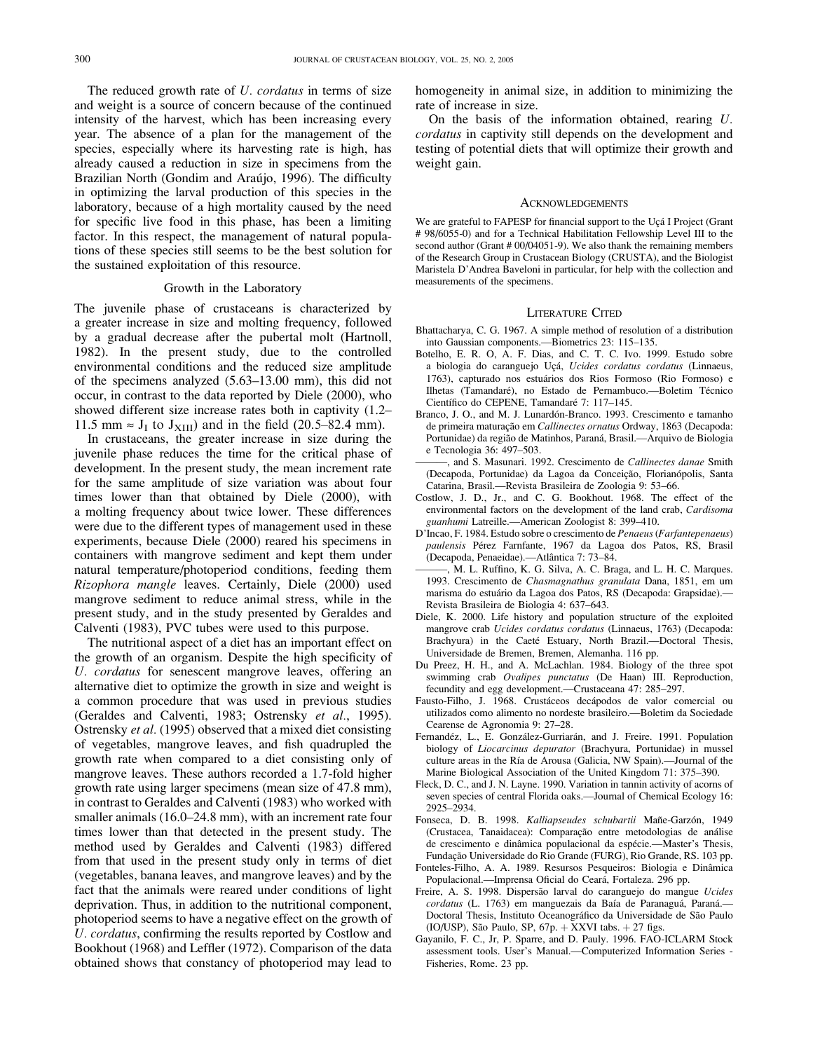The reduced growth rate of *U. cordatus* in terms of size and weight is a source of concern because of the continued intensity of the harvest, which has been increasing every year. The absence of a plan for the management of the species, especially where its harvesting rate is high, has already caused a reduction in size in specimens from the Brazilian North (Gondim and Araújo, 1996). The difficulty in optimizing the larval production of this species in the laboratory, because of a high mortality caused by the need for specific live food in this phase, has been a limiting factor. In this respect, the management of natural populations of these species still seems to be the best solution for the sustained exploitation of this resource.

### Growth in the Laboratory

The juvenile phase of crustaceans is characterized by a greater increase in size and molting frequency, followed by a gradual decrease after the pubertal molt (Hartnoll, 1982). In the present study, due to the controlled environmental conditions and the reduced size amplitude of the specimens analyzed (5.63–13.00 mm), this did not occur, in contrast to the data reported by Diele (2000), who showed different size increase rates both in captivity (1.2–11.5 mm $\approx J_{I}$ to $J_{XIII}$) and in the field (20.5–82.4 mm).

In crustaceans, the greater increase in size during the juvenile phase reduces the time for the critical phase of development. In the present study, the mean increment rate for the same amplitude of size variation was about four times lower than that obtained by Diele (2000), with a molting frequency about twice lower. These differences were due to the different types of management used in these experiments, because Diele (2000) reared his specimens in containers with mangrove sediment and kept them under natural temperature/photoperiod conditions, feeding them *Rizophora mangle* leaves. Certainly, Diele (2000) used mangrove sediment to reduce animal stress, while in the present study, and in the study presented by Geraldes and Calventi (1983), PVC tubes were used to this purpose.

The nutritional aspect of a diet has an important effect on the growth of an organism. Despite the high specificity of *U. cordatus* for senescent mangrove leaves, offering an alternative diet to optimize the growth in size and weight is a common procedure that was used in previous studies (Geraldes and Calventi, 1983; Ostrensky *et al*., 1995). Ostrensky *et al*. (1995) observed that a mixed diet consisting of vegetables, mangrove leaves, and fish quadrupled the growth rate when compared to a diet consisting only of mangrove leaves. These authors recorded a 1.7-fold higher growth rate using larger specimens (mean size of 47.8 mm), in contrast to Geraldes and Calventi (1983) who worked with smaller animals (16.0–24.8 mm), with an increment rate four times lower than that detected in the present study. The method used by Geraldes and Calventi (1983) differed from that used in the present study only in terms of diet (vegetables, banana leaves, and mangrove leaves) and by the fact that the animals were reared under conditions of light deprivation. Thus, in addition to the nutritional component, photoperiod seems to have a negative effect on the growth of *U. cordatus*, confirming the results reported by Costlow and Bookhout (1968) and Leffler (1972). Comparison of the data obtained shows that constancy of photoperiod may lead to homogeneity in animal size, in addition to minimizing the rate of increase in size.

On the basis of the information obtained, rearing *U. cordatus* in captivity still depends on the development and testing of potential diets that will optimize their growth and weight gain.

## Acknowledgements

We are grateful to FAPESP for financial support to the Uçá I Project (Grant # 98/6055-0) and for a Technical Habilitation Fellowship Level III to the second author (Grant # 00/04051-9). We also thank the remaining members of the Research Group in Crustacean Biology (CRUSTA), and the Biologist Maristela D'Andrea Baveloni in particular, for help with the collection and measurements of the specimens.

## Literature Cited

Bhattacharya, C. G. 1967. A simple method of resolution of a distribution into Gaussian components.—Biometrics 23: 115–135.

Botelho, E. R. O, A. F. Dias, and C. T. C. Ivo. 1999. Estudo sobre a biologia do caranguejo Uçá, *Ucides cordatus cordatus* (Linnaeus, 1763), capturado nos estuários dos Rios Formoso (Rio Formoso) e Ilhetas (Tamandaré), no Estado de Pernambuco.—Boletim Técnico Científico do CEPENE, Tamandaré 7: 117–145.

Branco, J. O., and M. J. Lunardón-Branco. 1993. Crescimento e tamanho de primeira maturação em *Callinectes ornatus* Ordway, 1863 (Decapoda: Portunidae) da região de Matinhos, Paraná, Brasil.—Arquivo de Biologia e Tecnologia 36: 497–503.

———, and S. Masunari. 1992. Crescimento de *Callinectes danae* Smith (Decapoda, Portunidae) da Lagoa da Conceição, Florianópolis, Santa Catarina, Brasil.—Revista Brasileira de Zoologia 9: 53–66.

Costlow, J. D., Jr., and C. G. Bookhout. 1968. The effect of the environmental factors on the development of the land crab, *Cardisoma guanhumi* Latreille.—American Zoologist 8: 399–410.

D'Incao, F. 1984. Estudo sobre o crescimento de *Penaeus* (*Farfantepenaeus*) *paulensis* Pérez Farnfante, 1967 da Lagoa dos Patos, RS, Brasil (Decapoda, Penaeidae).—Atlântica 7: 73–84.

———, M. L. Ruffino, K. G. Silva, A. C. Braga, and L. H. C. Marques. 1993. Crescimento de *Chasmagnathus granulata* Dana, 1851, em um marisma do estuário da Lagoa dos Patos, RS (Decapoda: Grapsidae).—Revista Brasileira de Biologia 4: 637–643.

Diele, K. 2000. Life history and population structure of the exploited mangrove crab *Ucides cordatus cordatus* (Linnaeus, 1763) (Decapoda: Brachyura) in the Caeté Estuary, North Brazil.—Doctoral Thesis, Universidade de Bremen, Bremen, Alemanha. 116 pp.

Du Preez, H. H., and A. McLachlan. 1984. Biology of the three spot swimming crab *Ovalipes punctatus* (De Haan) III. Reproduction, fecundity and egg development.—Crustaceana 47: 285–297.

Fausto-Filho, J. 1968. Crustáceos decápodos de valor comercial ou utilizados como alimento no nordeste brasileiro.—Boletim da Sociedade Cearense de Agronomia 9: 27–28.

Fernandéz, L., E. González-Gurriarán, and J. Freire. 1991. Population biology of *Liocarcinus depurator* (Brachyura, Portunidae) in mussel culture areas in the Ría de Arousa (Galicia, NW Spain).—Journal of the Marine Biological Association of the United Kingdom 71: 375–390.

Fleck, D. C., and J. N. Layne. 1990. Variation in tannin activity of acorns of seven species of central Florida oaks.—Journal of Chemical Ecology 16: 2925–2934.

Fonseca, D. B. 1998. *Kalliapseudes schubartii* Mañe-Garzón, 1949 (Crustacea, Tanaidacea): Comparação entre metodologias de análise de crescimento e dinâmica populacional da espécie.—Master's Thesis, Fundação Universidade do Rio Grande (FURG), Rio Grande, RS. 103 pp.

Fonteles-Filho, A. A. 1989. Resursos Pesqueiros: Biologia e Dinâmica Populacional.—Imprensa Oficial do Ceará, Fortaleza. 296 pp.

Freire, A. S. 1998. Dispersão larval do caranguejo do mangue *Ucides cordatus* (L. 1763) em manguezais da Baía de Paranaguá, Paraná.—Doctoral Thesis, Instituto Oceanográfico da Universidade de São Paulo (IO/USP), São Paulo, SP, 67p. + XXVI tabs. + 27 figs.

Gayanilo, F. C., Jr, P. Sparre, and D. Pauly. 1996. FAO-ICLARM Stock assessment tools. User's Manual.—Computerized Information Series - Fisheries, Rome. 23 pp.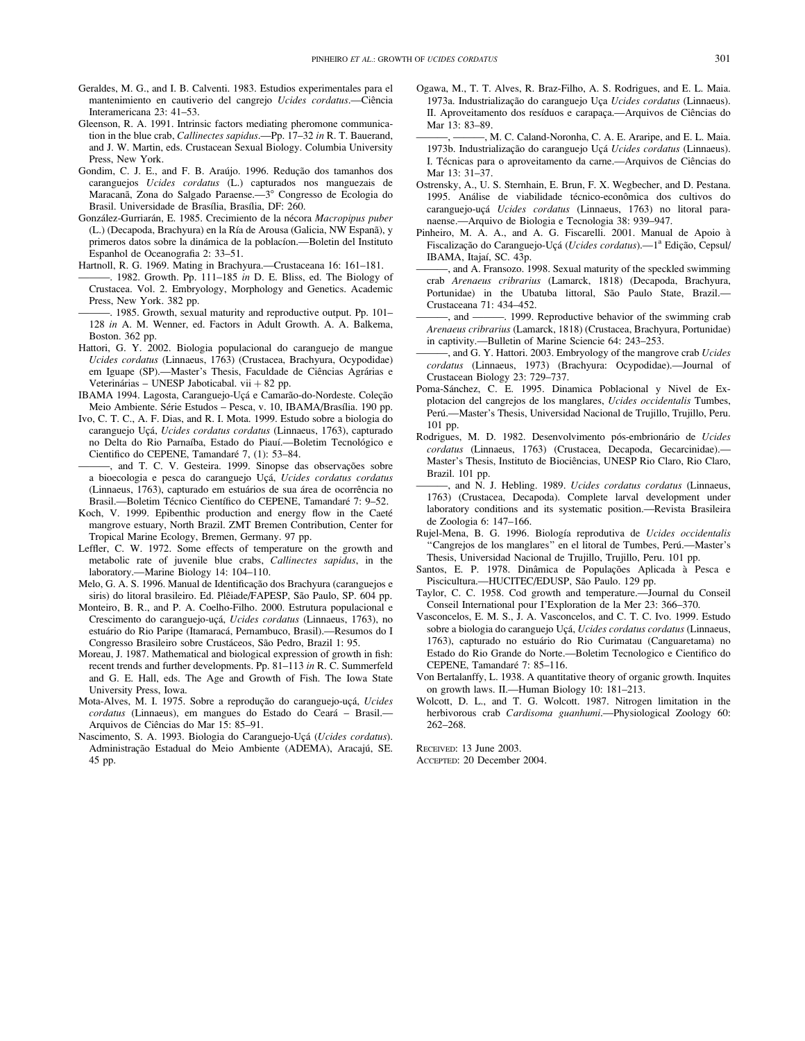Geraldes, M. G., and I. B. Calventi. 1983. Estudios experimentales para el mantenimiento en cautiverio del cangrejo *Ucides cordatus*.—Ciência Interamericana 23: 41–53.

Gleenson, R. A. 1991. Intrinsic factors mediating pheromone communication in the blue crab, *Callinectes sapidus*.—Pp. 17–32 *in* R. T. Bauerand, and J. W. Martin, eds. Crustacean Sexual Biology. Columbia University Press, New York.

Gondim, C. J. E., and F. B. Araújo. 1996. Redução dos tamanhos dos caranguejos *Ucides cordatus* (L.) capturados nos manguezais de Maracanã, Zona do Salgado Paraense.—3° Congresso de Ecologia do Brasil. Universidade de Brasília, Brasília, DF: 260.

González-Gurriarán, E. 1985. Crecimiento de la nécora *Macropipus puber* (L.) (Decapoda, Brachyura) en la Ría de Arousa (Galicia, NW Espanã), y primeros datos sobre la dinámica de la poblacíon.—Boletin del Instituto Espanhol de Oceanografia 2: 33–51.

Hartnoll, R. G. 1969. Mating in Brachyura.—Crustaceana 16: 161–181.

———. 1982. Growth. Pp. 111–185 *in* D. E. Bliss, ed. The Biology of Crustacea. Vol. 2. Embryology, Morphology and Genetics. Academic Press, New York. 382 pp.

———. 1985. Growth, sexual maturity and reproductive output. Pp. 101–128 *in* A. M. Wenner, ed. Factors in Adult Growth. A. A. Balkema, Boston. 362 pp.

Hattori, G. Y. 2002. Biologia populacional do caranguejo de mangue *Ucides cordatus* (Linnaeus, 1763) (Crustacea, Brachyura, Ocypodidae) em Iguape (SP).—Master's Thesis, Faculdade de Ciências Agrárias e Veterinárias – UNESP Jaboticabal. vii + 82 pp.

IBAMA 1994. Lagosta, Caranguejo-Uçá e Camarão-do-Nordeste. Coleção Meio Ambiente. Série Estudos – Pesca, v. 10, IBAMA/Brasília. 190 pp.

Ivo, C. T. C., A. F. Dias, and R. I. Mota. 1999. Estudo sobre a biologia do caranguejo Uçá, *Ucides cordatus cordatus* (Linnaeus, 1763), capturado no Delta do Rio Parnaíba, Estado do Piauí.—Boletim Tecnológico e Cientifico do CEPENE, Tamandaré 7, (1): 53–84.

———, and T. C. V. Gesteira. 1999. Sinopse das observações sobre a bioecologia e pesca do caranguejo Uçá, *Ucides cordatus cordatus* (Linnaeus, 1763), capturado em estuários de sua área de ocorrência no Brasil.—Boletim Técnico Científico do CEPENE, Tamandaré 7: 9–52.

Koch, V. 1999. Epibenthic production and energy flow in the Caeté mangrove estuary, North Brazil. ZMT Bremen Contribution, Center for Tropical Marine Ecology, Bremen, Germany. 97 pp.

Leffler, C. W. 1972. Some effects of temperature on the growth and metabolic rate of juvenile blue crabs, *Callinectes sapidus*, in the laboratory.—Marine Biology 14: 104–110.

Melo, G. A. S. 1996. Manual de Identificação dos Brachyura (caranguejos e siris) do litoral brasileiro. Ed. Plêiade/FAPESP, São Paulo, SP. 604 pp.

Monteiro, B. R., and P. A. Coelho-Filho. 2000. Estrutura populacional e Crescimento do caranguejo-uçá, *Ucides cordatus* (Linnaeus, 1763), no estuário do Rio Paripe (Itamaracá, Pernambuco, Brasil).—Resumos do I Congresso Brasileiro sobre Crustáceos, São Pedro, Brazil 1: 95.

Moreau, J. 1987. Mathematical and biological expression of growth in fish: recent trends and further developments. Pp. 81–113 *in* R. C. Summerfeld and G. E. Hall, eds. The Age and Growth of Fish. The Iowa State University Press, Iowa.

Mota-Alves, M. I. 1975. Sobre a reprodução do caranguejo-uçá, *Ucides cordatus* (Linnaeus), em mangues do Estado do Ceará – Brasil.—Arquivos de Ciências do Mar 15: 85–91.

Nascimento, S. A. 1993. Biologia do Caranguejo-Uçá (*Ucides cordatus*). Administração Estadual do Meio Ambiente (ADEMA), Aracajú, SE. 45 pp.

Ogawa, M., T. T. Alves, R. Braz-Filho, A. S. Rodrigues, and E. L. Maia. 1973a. Industrialização do caranguejo Uça *Ucides cordatus* (Linnaeus). II. Aproveitamento dos resíduos e carapaça.—Arquivos de Ciências do Mar 13: 83–89.

———, ———, M. C. Caland-Noronha, C. A. E. Araripe, and E. L. Maia. 1973b. Industrialização do caranguejo Uçá *Ucides cordatus* (Linnaeus). I. Técnicas para o aproveitamento da carne.—Arquivos de Ciências do Mar 13: 31–37.

Ostrensky, A., U. S. Sternhain, E. Brun, F. X. Wegbecher, and D. Pestana. 1995. Análise de viabilidade técnico-econômica dos cultivos do caranguejo-uçá *Ucides cordatus* (Linnaeus, 1763) no litoral paranaense.—Arquivo de Biologia e Tecnologia 38: 939–947.

Pinheiro, M. A. A., and A. G. Fiscarelli. 2001. Manual de Apoio à Fiscalização do Caranguejo-Uçá (*Ucides cordatus*).—1[a] Edição, Cepsul/IBAMA, Itajaí, SC. 43p.

———, and A. Fransozo. 1998. Sexual maturity of the speckled swimming crab *Arenaeus cribrarius* (Lamarck, 1818) (Decapoda, Brachyura, Portunidae) in the Ubatuba littoral, São Paulo State, Brazil.—Crustaceana 71: 434–452.

———, and ———. 1999. Reproductive behavior of the swimming crab *Arenaeus cribrarius* (Lamarck, 1818) (Crustacea, Brachyura, Portunidae) in captivity.—Bulletin of Marine Sciencie 64: 243–253.

———, and G. Y. Hattori. 2003. Embryology of the mangrove crab *Ucides cordatus* (Linnaeus, 1973) (Brachyura: Ocypodidae).—Journal of Crustacean Biology 23: 729–737.

Poma-Sánchez, C. E. 1995. Dinamica Poblacional y Nivel de Explotacion del cangrejos de los manglares, *Ucides occidentalis* Tumbes, Perú.—Master's Thesis, Universidad Nacional de Trujillo, Trujillo, Peru. 101 pp.

Rodrigues, M. D. 1982. Desenvolvimento pós-embrionário de *Ucides cordatus* (Linnaeus, 1763) (Crustacea, Decapoda, Gecarcinidae).—Master's Thesis, Instituto de Biociências, UNESP Rio Claro, Rio Claro, Brazil. 101 pp.

———, and N. J. Hebling. 1989. *Ucides cordatus cordatus* (Linnaeus, 1763) (Crustacea, Decapoda). Complete larval development under laboratory conditions and its systematic position.—Revista Brasileira de Zoologia 6: 147–166.

Rujel-Mena, B. G. 1996. Biología reproductiva de *Ucides occidentalis* "Cangrejos de los manglares" en el litoral de Tumbes, Perú.—Master's Thesis, Universidad Nacional de Trujillo, Trujillo, Peru. 101 pp.

Santos, E. P. 1978. Dinâmica de Populações Aplicada à Pesca e Piscicultura.—HUCITEC/EDUSP, São Paulo. 129 pp.

Taylor, C. C. 1958. Cod growth and temperature.—Journal du Conseil Conseil International pour I'Exploration de la Mer 23: 366–370.

Vasconcelos, E. M. S., J. A. Vasconcelos, and C. T. C. Ivo. 1999. Estudo sobre a biologia do caranguejo Uçá, *Ucides cordatus cordatus* (Linnaeus, 1763), capturado no estuário do Rio Curimatau (Canguaretama) no Estado do Rio Grande do Norte.—Boletim Tecnologico e Cientifico do CEPENE, Tamandaré 7: 85–116.

Von Bertalanffy, L. 1938. A quantitative theory of organic growth. Inquites on growth laws. II.—Human Biology 10: 181–213.

Wolcott, D. L., and T. G. Wolcott. 1987. Nitrogen limitation in the herbivorous crab *Cardisoma guanhumi*.—Physiological Zoology 60: 262–268.

RECEIVED: 13 June 2003.
ACCEPTED: 20 December 2004.